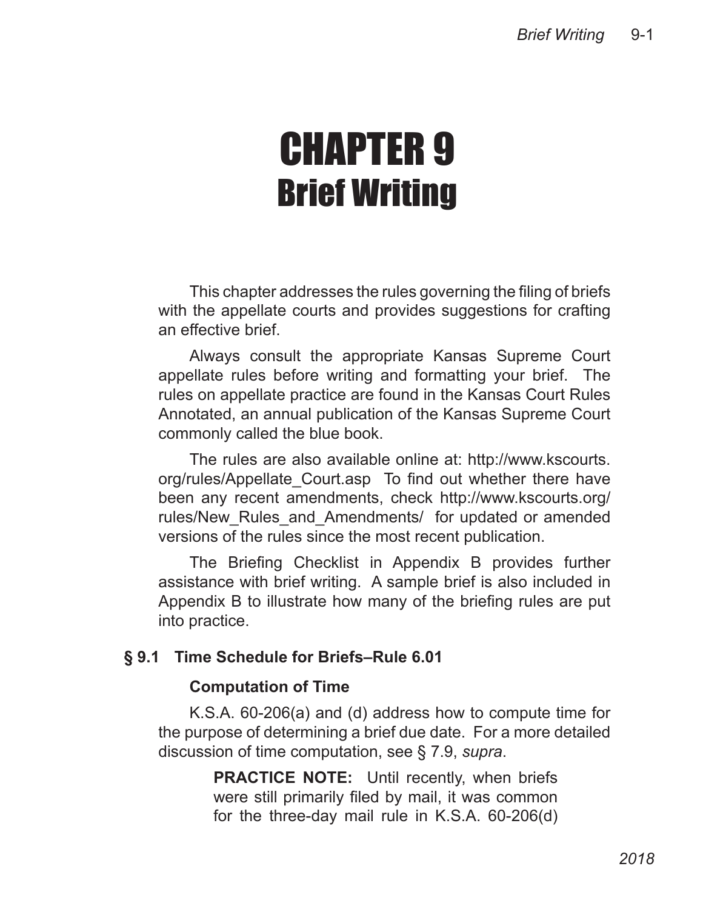# CHAPTER 9
# Brief Writing

This chapter addresses the rules governing the filing of briefs with the appellate courts and provides suggestions for crafting an effective brief.

Always consult the appropriate Kansas Supreme Court appellate rules before writing and formatting your brief. The rules on appellate practice are found in the Kansas Court Rules Annotated, an annual publication of the Kansas Supreme Court commonly called the blue book.

The rules are also available online at: http://www.kscourts.org/rules/Appellate_Court.asp To find out whether there have been any recent amendments, check http://www.kscourts.org/rules/New_Rules_and_Amendments/ for updated or amended versions of the rules since the most recent publication.

The Briefing Checklist in Appendix B provides further assistance with brief writing. A sample brief is also included in Appendix B to illustrate how many of the briefing rules are put into practice.

## § 9.1 Time Schedule for Briefs–Rule 6.01

### Computation of Time

K.S.A. 60-206(a) and (d) address how to compute time for the purpose of determining a brief due date. For a more detailed discussion of time computation, see § 7.9, *supra*.

> **PRACTICE NOTE:** Until recently, when briefs were still primarily filed by mail, it was common for the three-day mail rule in K.S.A. 60-206(d)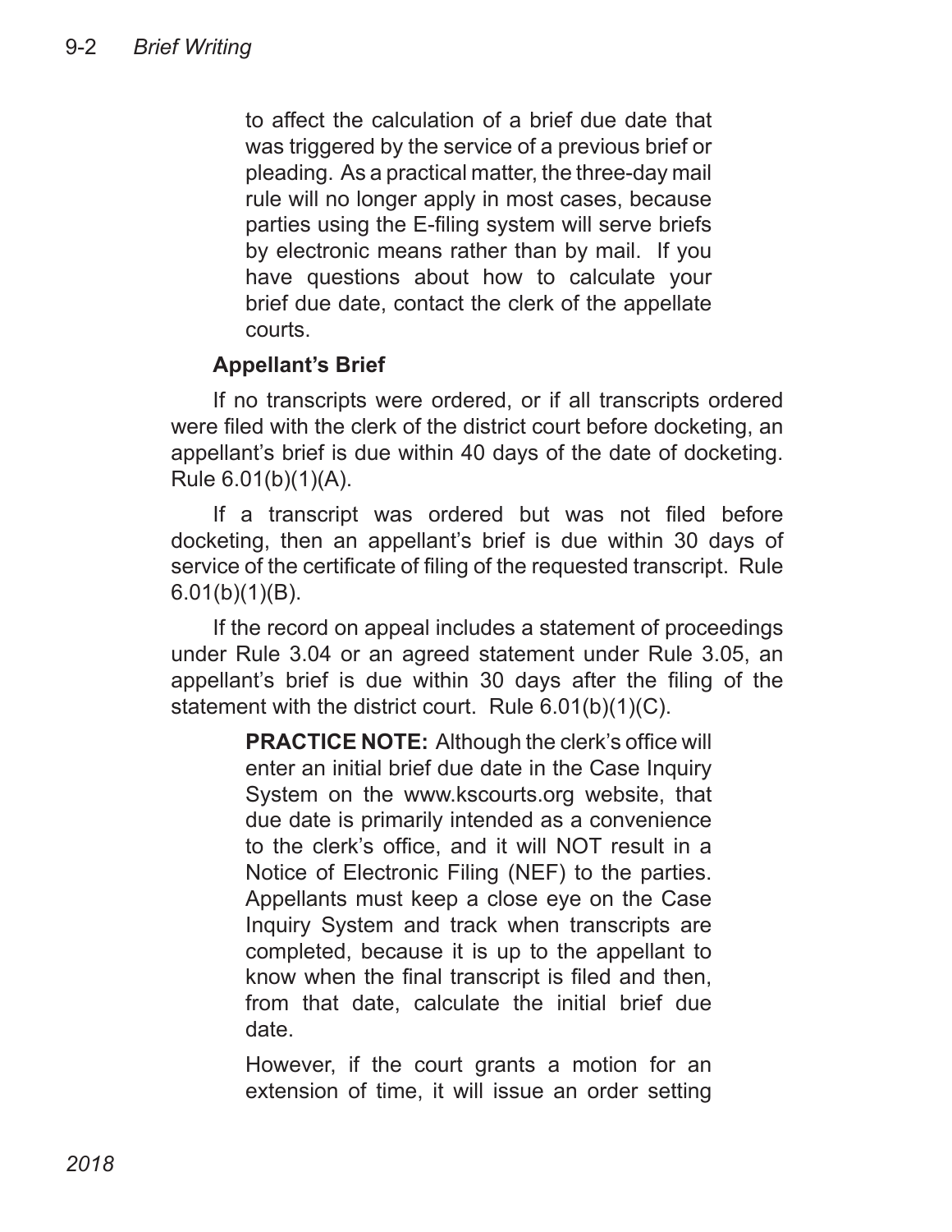to affect the calculation of a brief due date that was triggered by the service of a previous brief or pleading. As a practical matter, the three-day mail rule will no longer apply in most cases, because parties using the E-filing system will serve briefs by electronic means rather than by mail. If you have questions about how to calculate your brief due date, contact the clerk of the appellate courts.

**Appellant's Brief**

If no transcripts were ordered, or if all transcripts ordered were filed with the clerk of the district court before docketing, an appellant's brief is due within 40 days of the date of docketing. Rule 6.01(b)(1)(A).

If a transcript was ordered but was not filed before docketing, then an appellant's brief is due within 30 days of service of the certificate of filing of the requested transcript. Rule 6.01(b)(1)(B).

If the record on appeal includes a statement of proceedings under Rule 3.04 or an agreed statement under Rule 3.05, an appellant's brief is due within 30 days after the filing of the statement with the district court. Rule 6.01(b)(1)(C).

> **PRACTICE NOTE:** Although the clerk's office will enter an initial brief due date in the Case Inquiry System on the www.kscourts.org website, that due date is primarily intended as a convenience to the clerk's office, and it will NOT result in a Notice of Electronic Filing (NEF) to the parties. Appellants must keep a close eye on the Case Inquiry System and track when transcripts are completed, because it is up to the appellant to know when the final transcript is filed and then, from that date, calculate the initial brief due date.
>
> However, if the court grants a motion for an extension of time, it will issue an order setting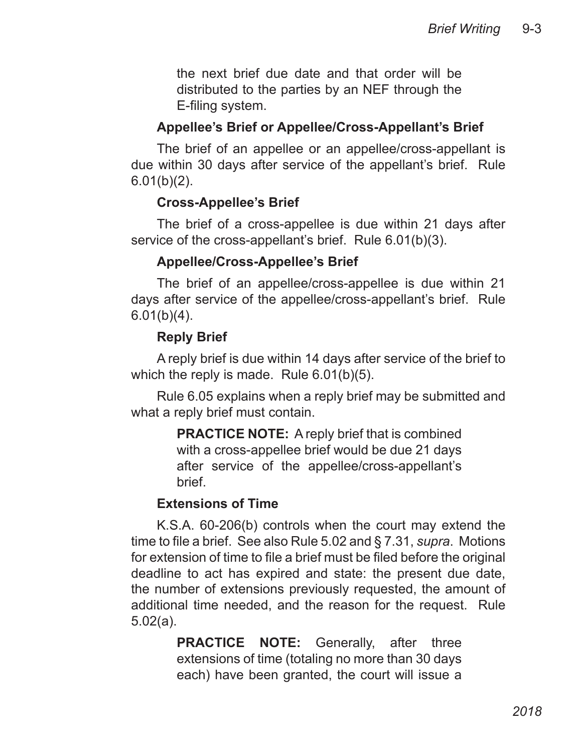the next brief due date and that order will be distributed to the parties by an NEF through the E-filing system.

### Appellee's Brief or Appellee/Cross-Appellant's Brief

The brief of an appellee or an appellee/cross-appellant is due within 30 days after service of the appellant's brief. Rule 6.01(b)(2).

### Cross-Appellee's Brief

The brief of a cross-appellee is due within 21 days after service of the cross-appellant's brief. Rule 6.01(b)(3).

### Appellee/Cross-Appellee's Brief

The brief of an appellee/cross-appellee is due within 21 days after service of the appellee/cross-appellant's brief. Rule 6.01(b)(4).

### Reply Brief

A reply brief is due within 14 days after service of the brief to which the reply is made. Rule 6.01(b)(5).

Rule 6.05 explains when a reply brief may be submitted and what a reply brief must contain.

> **PRACTICE NOTE:** A reply brief that is combined with a cross-appellee brief would be due 21 days after service of the appellee/cross-appellant's brief.

### Extensions of Time

K.S.A. 60-206(b) controls when the court may extend the time to file a brief. See also Rule 5.02 and § 7.31, *supra*. Motions for extension of time to file a brief must be filed before the original deadline to act has expired and state: the present due date, the number of extensions previously requested, the amount of additional time needed, and the reason for the request. Rule 5.02(a).

> **PRACTICE NOTE:** Generally, after three extensions of time (totaling no more than 30 days each) have been granted, the court will issue a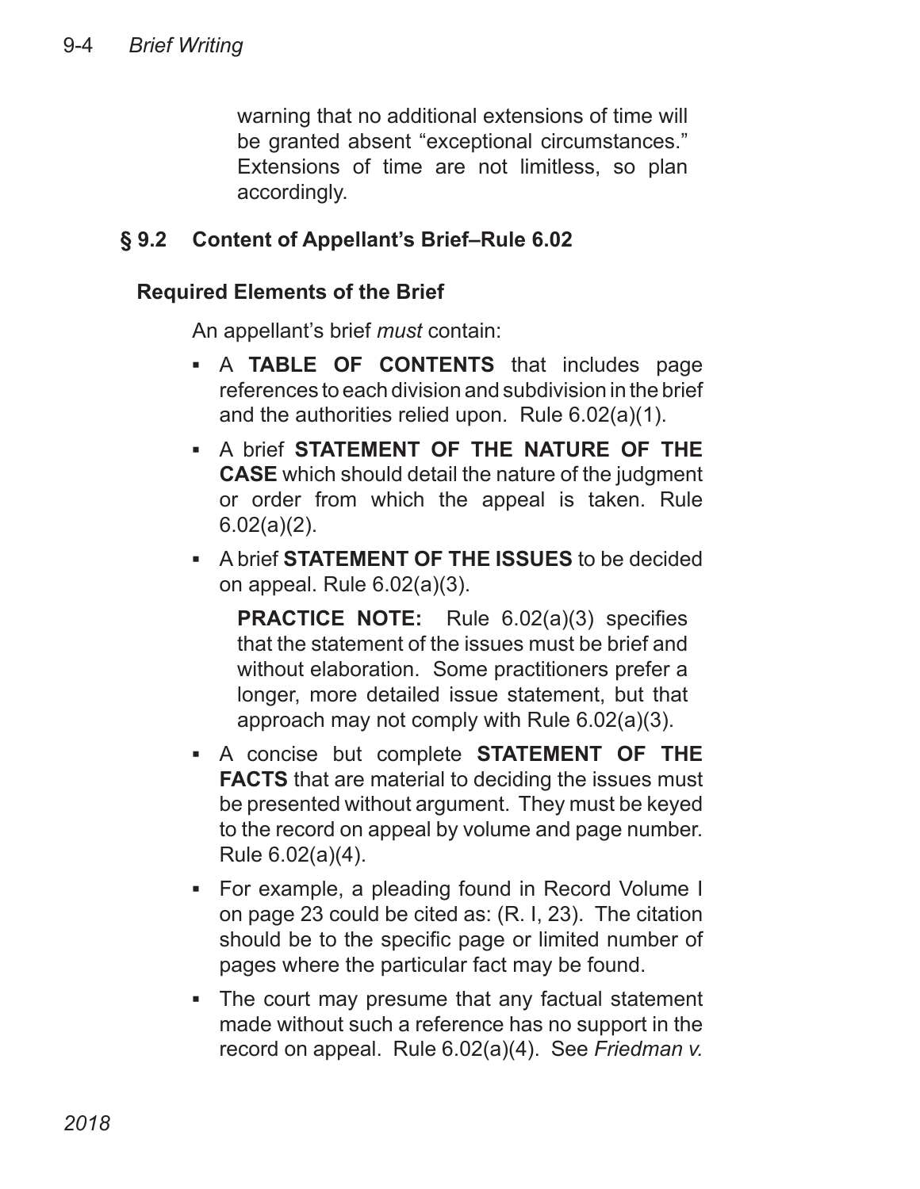warning that no additional extensions of time will be granted absent "exceptional circumstances." Extensions of time are not limitless, so plan accordingly.

## § 9.2 Content of Appellant's Brief–Rule 6.02

### Required Elements of the Brief

An appellant's brief *must* contain:

- A **TABLE OF CONTENTS** that includes page references to each division and subdivision in the brief and the authorities relied upon. Rule 6.02(a)(1).
- A brief **STATEMENT OF THE NATURE OF THE CASE** which should detail the nature of the judgment or order from which the appeal is taken. Rule 6.02(a)(2).
- A brief **STATEMENT OF THE ISSUES** to be decided on appeal. Rule 6.02(a)(3).

  **PRACTICE NOTE:** Rule 6.02(a)(3) specifies that the statement of the issues must be brief and without elaboration. Some practitioners prefer a longer, more detailed issue statement, but that approach may not comply with Rule 6.02(a)(3).

- A concise but complete **STATEMENT OF THE FACTS** that are material to deciding the issues must be presented without argument. They must be keyed to the record on appeal by volume and page number. Rule 6.02(a)(4).
- For example, a pleading found in Record Volume I on page 23 could be cited as: (R. I, 23). The citation should be to the specific page or limited number of pages where the particular fact may be found.
- The court may presume that any factual statement made without such a reference has no support in the record on appeal. Rule 6.02(a)(4). See *Friedman v.*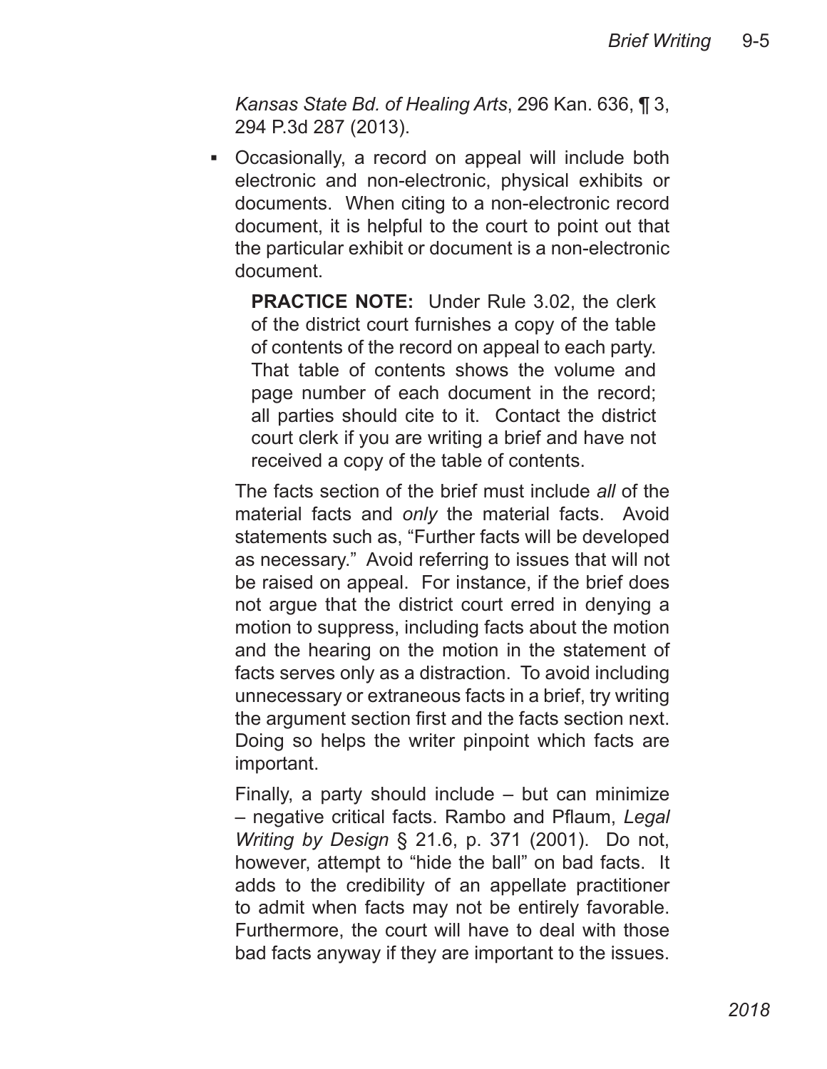*Kansas State Bd. of Healing Arts*, 296 Kan. 636, ¶ 3, 294 P.3d 287 (2013).

- Occasionally, a record on appeal will include both electronic and non-electronic, physical exhibits or documents. When citing to a non-electronic record document, it is helpful to the court to point out that the particular exhibit or document is a non-electronic document.

  **PRACTICE NOTE:** Under Rule 3.02, the clerk of the district court furnishes a copy of the table of contents of the record on appeal to each party. That table of contents shows the volume and page number of each document in the record; all parties should cite to it. Contact the district court clerk if you are writing a brief and have not received a copy of the table of contents.

The facts section of the brief must include *all* of the material facts and *only* the material facts. Avoid statements such as, "Further facts will be developed as necessary." Avoid referring to issues that will not be raised on appeal. For instance, if the brief does not argue that the district court erred in denying a motion to suppress, including facts about the motion and the hearing on the motion in the statement of facts serves only as a distraction. To avoid including unnecessary or extraneous facts in a brief, try writing the argument section first and the facts section next. Doing so helps the writer pinpoint which facts are important.

Finally, a party should include – but can minimize – negative critical facts. Rambo and Pflaum, *Legal Writing by Design* § 21.6, p. 371 (2001). Do not, however, attempt to "hide the ball" on bad facts. It adds to the credibility of an appellate practitioner to admit when facts may not be entirely favorable. Furthermore, the court will have to deal with those bad facts anyway if they are important to the issues.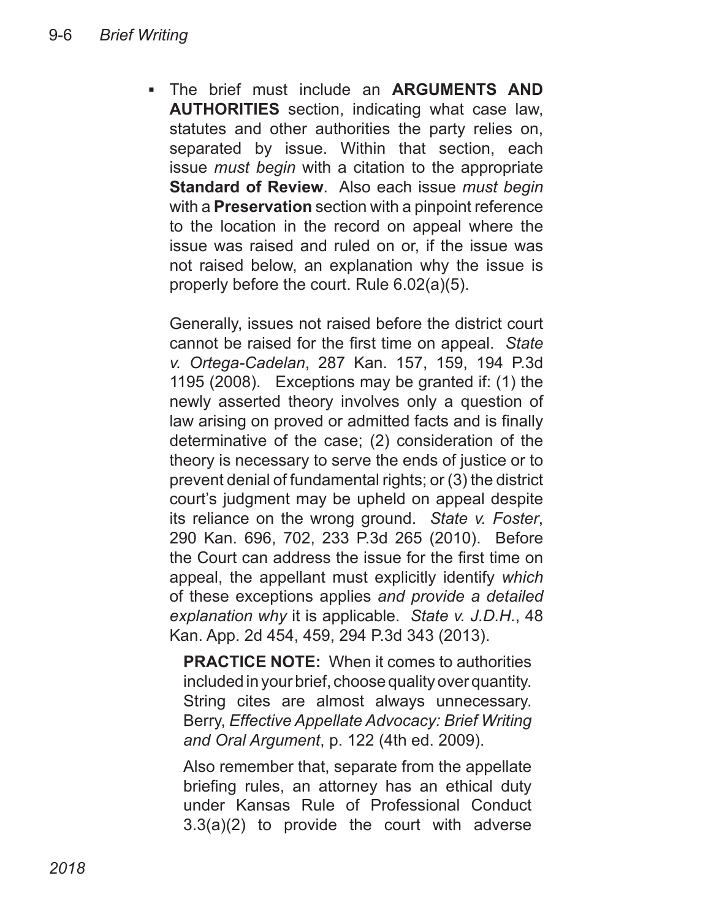- The brief must include an **ARGUMENTS AND AUTHORITIES** section, indicating what case law, statutes and other authorities the party relies on, separated by issue. Within that section, each issue *must begin* with a citation to the appropriate **Standard of Review**. Also each issue *must begin* with a **Preservation** section with a pinpoint reference to the location in the record on appeal where the issue was raised and ruled on or, if the issue was not raised below, an explanation why the issue is properly before the court. Rule 6.02(a)(5).

  Generally, issues not raised before the district court cannot be raised for the first time on appeal. *State v. Ortega-Cadelan*, 287 Kan. 157, 159, 194 P.3d 1195 (2008). Exceptions may be granted if: (1) the newly asserted theory involves only a question of law arising on proved or admitted facts and is finally determinative of the case; (2) consideration of the theory is necessary to serve the ends of justice or to prevent denial of fundamental rights; or (3) the district court's judgment may be upheld on appeal despite its reliance on the wrong ground. *State v. Foster*, 290 Kan. 696, 702, 233 P.3d 265 (2010). Before the Court can address the issue for the first time on appeal, the appellant must explicitly identify *which* of these exceptions applies *and provide a detailed explanation why* it is applicable. *State v. J.D.H.*, 48 Kan. App. 2d 454, 459, 294 P.3d 343 (2013).

  **PRACTICE NOTE:** When it comes to authorities included in your brief, choose quality over quantity. String cites are almost always unnecessary. Berry, *Effective Appellate Advocacy: Brief Writing and Oral Argument*, p. 122 (4th ed. 2009).

  Also remember that, separate from the appellate briefing rules, an attorney has an ethical duty under Kansas Rule of Professional Conduct 3.3(a)(2) to provide the court with adverse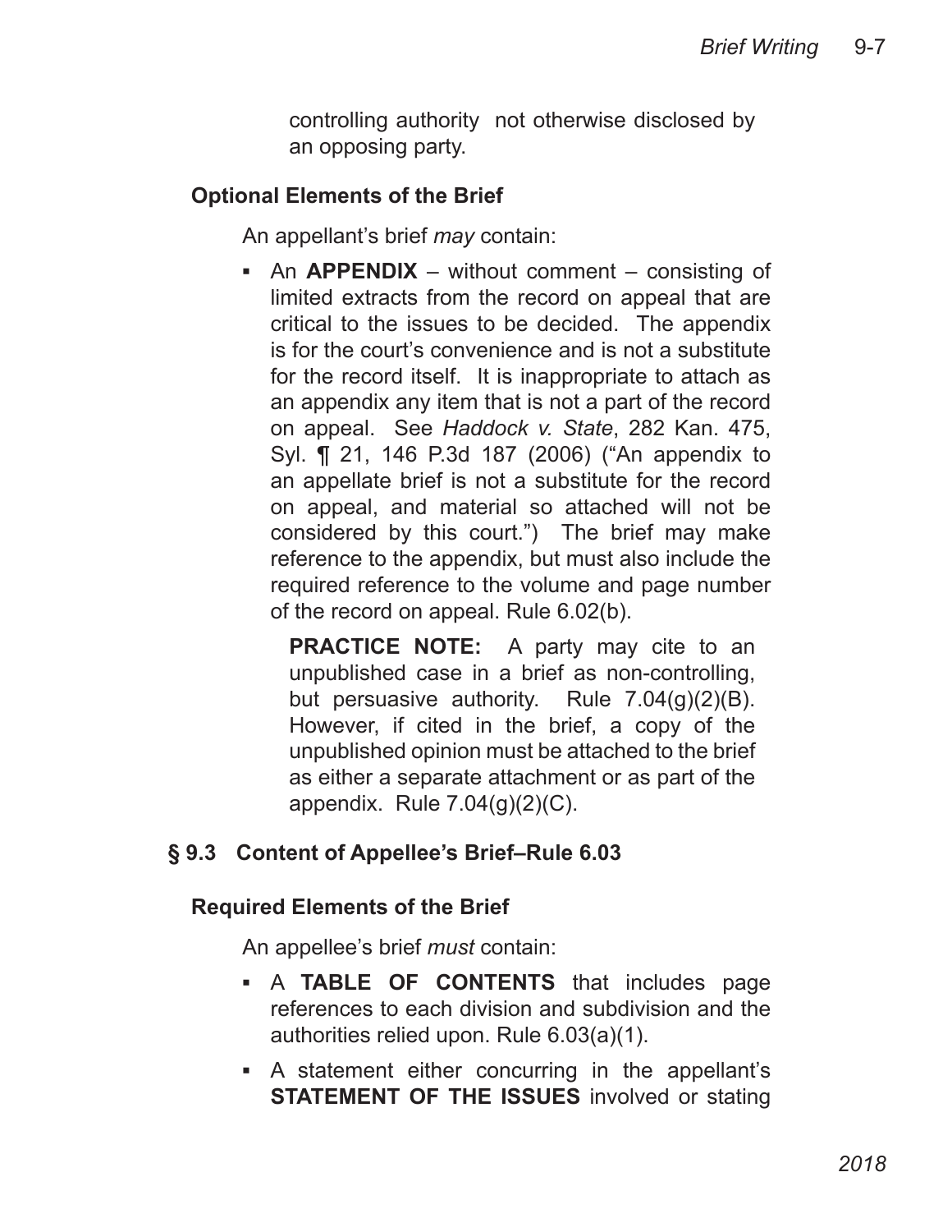controlling authority not otherwise disclosed by an opposing party.

### Optional Elements of the Brief

An appellant's brief *may* contain:

- An **APPENDIX** – without comment – consisting of limited extracts from the record on appeal that are critical to the issues to be decided. The appendix is for the court's convenience and is not a substitute for the record itself. It is inappropriate to attach as an appendix any item that is not a part of the record on appeal. See *Haddock v. State*, 282 Kan. 475, Syl. ¶ 21, 146 P.3d 187 (2006) ("An appendix to an appellate brief is not a substitute for the record on appeal, and material so attached will not be considered by this court.") The brief may make reference to the appendix, but must also include the required reference to the volume and page number of the record on appeal. Rule 6.02(b).

  **PRACTICE NOTE:** A party may cite to an unpublished case in a brief as non-controlling, but persuasive authority. Rule 7.04(g)(2)(B). However, if cited in the brief, a copy of the unpublished opinion must be attached to the brief as either a separate attachment or as part of the appendix. Rule 7.04(g)(2)(C).

## § 9.3 Content of Appellee's Brief–Rule 6.03

### Required Elements of the Brief

An appellee's brief *must* contain:

- A **TABLE OF CONTENTS** that includes page references to each division and subdivision and the authorities relied upon. Rule 6.03(a)(1).
- A statement either concurring in the appellant's **STATEMENT OF THE ISSUES** involved or stating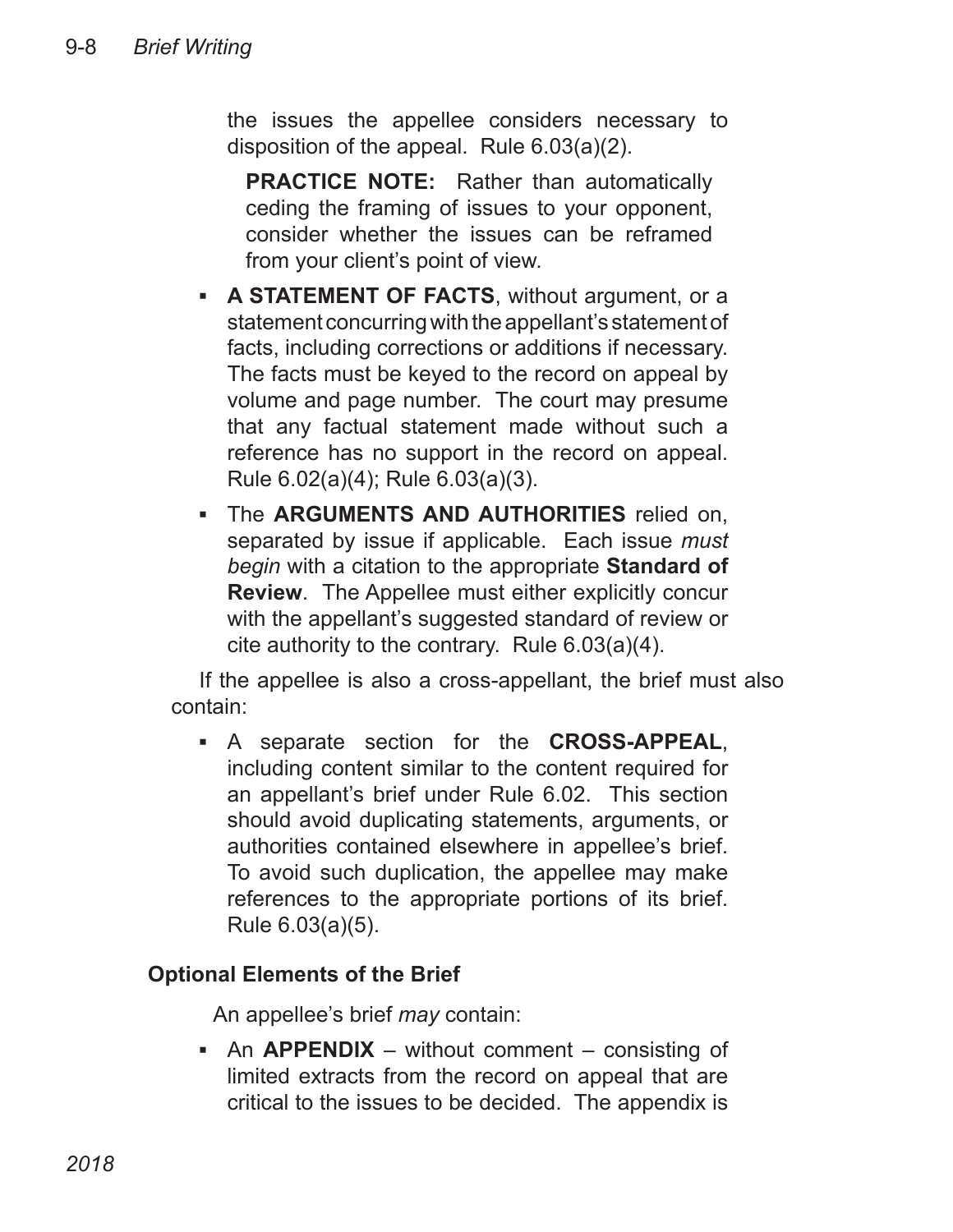the issues the appellee considers necessary to disposition of the appeal. Rule 6.03(a)(2).

> **PRACTICE NOTE:** Rather than automatically ceding the framing of issues to your opponent, consider whether the issues can be reframed from your client's point of view.

- **A STATEMENT OF FACTS**, without argument, or a statement concurring with the appellant's statement of facts, including corrections or additions if necessary. The facts must be keyed to the record on appeal by volume and page number. The court may presume that any factual statement made without such a reference has no support in the record on appeal. Rule 6.02(a)(4); Rule 6.03(a)(3).
- The **ARGUMENTS AND AUTHORITIES** relied on, separated by issue if applicable. Each issue *must begin* with a citation to the appropriate **Standard of Review**. The Appellee must either explicitly concur with the appellant's suggested standard of review or cite authority to the contrary. Rule 6.03(a)(4).

If the appellee is also a cross-appellant, the brief must also contain:

- A separate section for the **CROSS-APPEAL**, including content similar to the content required for an appellant's brief under Rule 6.02. This section should avoid duplicating statements, arguments, or authorities contained elsewhere in appellee's brief. To avoid such duplication, the appellee may make references to the appropriate portions of its brief. Rule 6.03(a)(5).

### Optional Elements of the Brief

An appellee's brief *may* contain:

- An **APPENDIX** – without comment – consisting of limited extracts from the record on appeal that are critical to the issues to be decided. The appendix is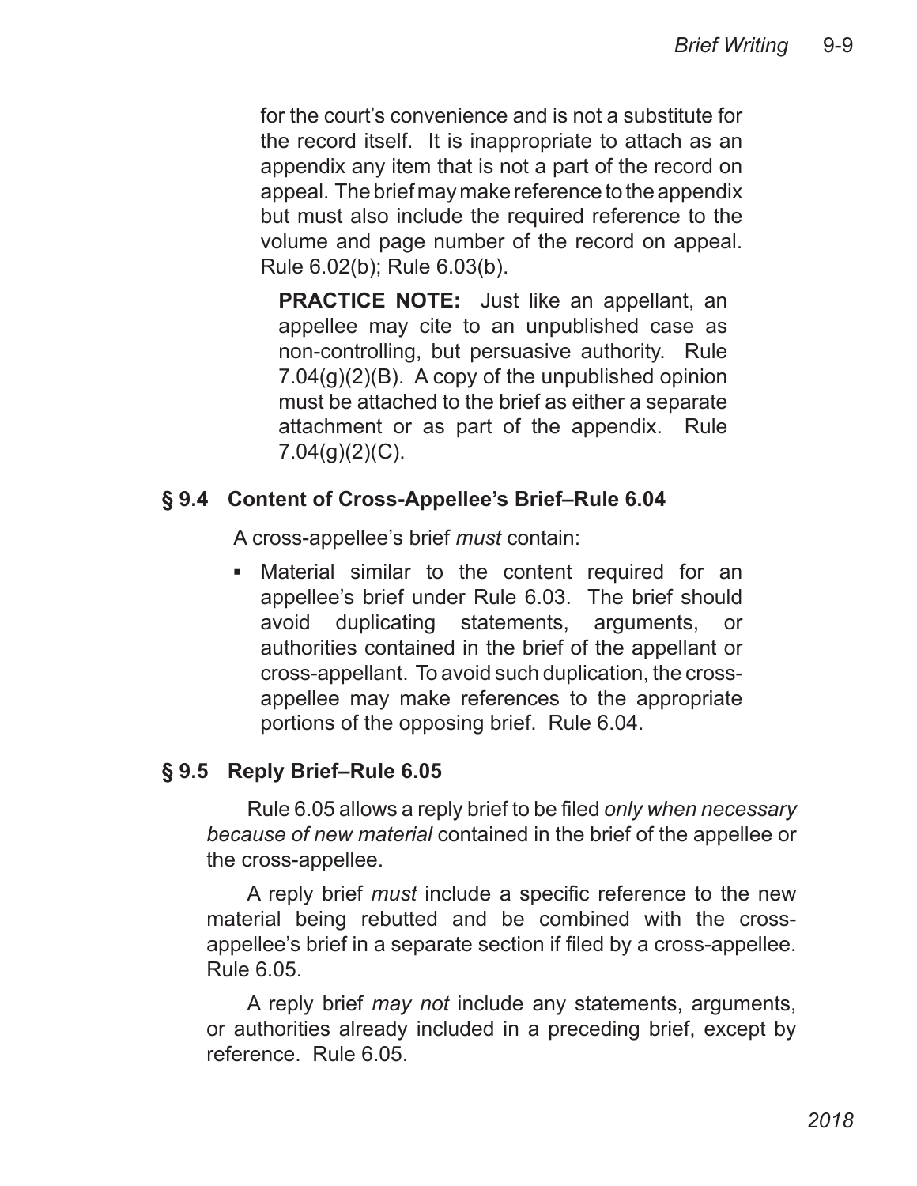for the court's convenience and is not a substitute for the record itself. It is inappropriate to attach as an appendix any item that is not a part of the record on appeal. The brief may make reference to the appendix but must also include the required reference to the volume and page number of the record on appeal. Rule 6.02(b); Rule 6.03(b).

> **PRACTICE NOTE:** Just like an appellant, an appellee may cite to an unpublished case as non-controlling, but persuasive authority. Rule 7.04(g)(2)(B). A copy of the unpublished opinion must be attached to the brief as either a separate attachment or as part of the appendix. Rule 7.04(g)(2)(C).

## § 9.4 Content of Cross-Appellee's Brief–Rule 6.04

A cross-appellee's brief *must* contain:

- Material similar to the content required for an appellee's brief under Rule 6.03. The brief should avoid duplicating statements, arguments, or authorities contained in the brief of the appellant or cross-appellant. To avoid such duplication, the cross-appellee may make references to the appropriate portions of the opposing brief. Rule 6.04.

## § 9.5 Reply Brief–Rule 6.05

Rule 6.05 allows a reply brief to be filed *only when necessary because of new material* contained in the brief of the appellee or the cross-appellee.

A reply brief *must* include a specific reference to the new material being rebutted and be combined with the cross-appellee's brief in a separate section if filed by a cross-appellee. Rule 6.05.

A reply brief *may not* include any statements, arguments, or authorities already included in a preceding brief, except by reference. Rule 6.05.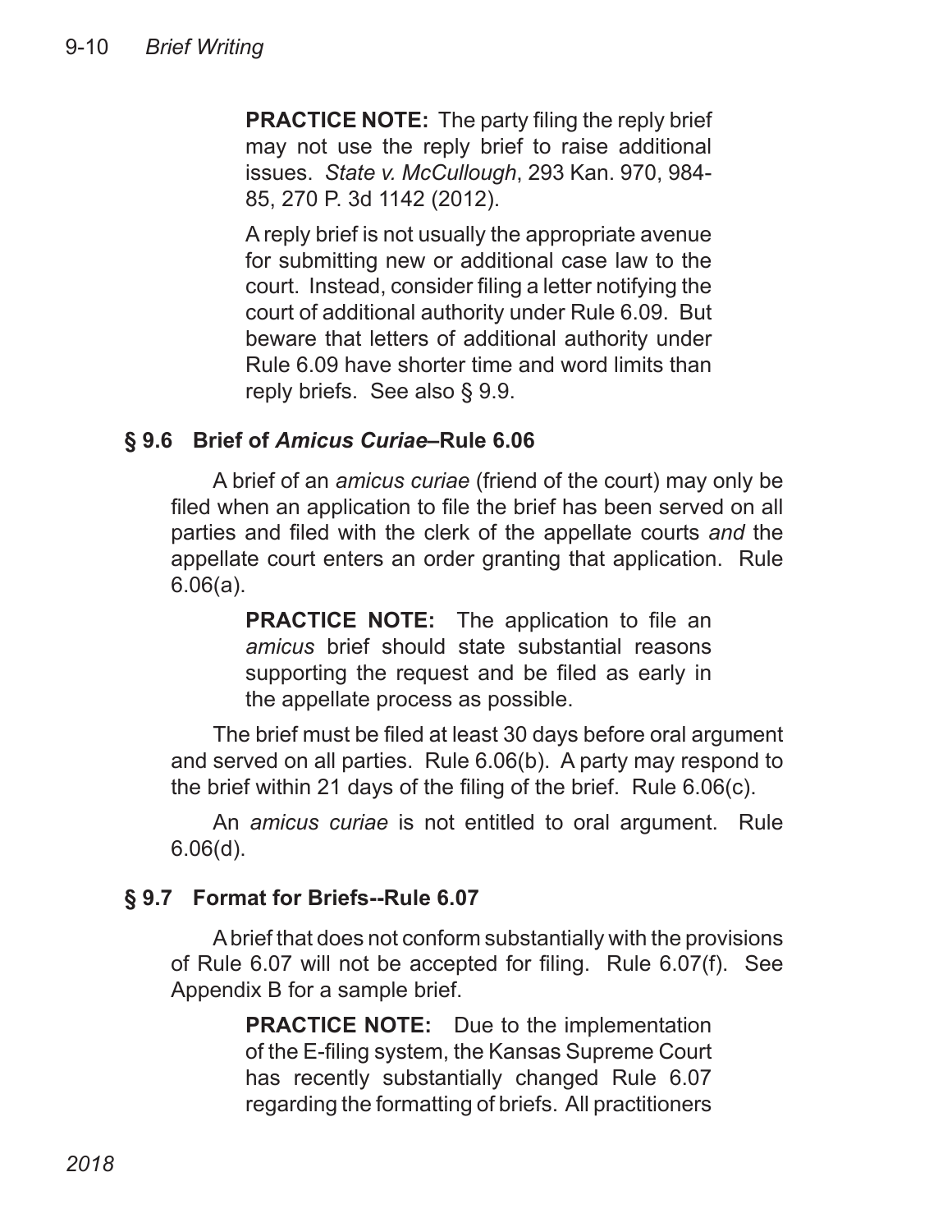**PRACTICE NOTE:** The party filing the reply brief may not use the reply brief to raise additional issues. *State v. McCullough*, 293 Kan. 970, 984-85, 270 P. 3d 1142 (2012).

A reply brief is not usually the appropriate avenue for submitting new or additional case law to the court. Instead, consider filing a letter notifying the court of additional authority under Rule 6.09. But beware that letters of additional authority under Rule 6.09 have shorter time and word limits than reply briefs. See also § 9.9.

### § 9.6 Brief of *Amicus Curiae*–Rule 6.06

A brief of an *amicus curiae* (friend of the court) may only be filed when an application to file the brief has been served on all parties and filed with the clerk of the appellate courts *and* the appellate court enters an order granting that application. Rule 6.06(a).

**PRACTICE NOTE:** The application to file an *amicus* brief should state substantial reasons supporting the request and be filed as early in the appellate process as possible.

The brief must be filed at least 30 days before oral argument and served on all parties. Rule 6.06(b). A party may respond to the brief within 21 days of the filing of the brief. Rule 6.06(c).

An *amicus curiae* is not entitled to oral argument. Rule 6.06(d).

### § 9.7 Format for Briefs--Rule 6.07

A brief that does not conform substantially with the provisions of Rule 6.07 will not be accepted for filing. Rule 6.07(f). See Appendix B for a sample brief.

**PRACTICE NOTE:** Due to the implementation of the E-filing system, the Kansas Supreme Court has recently substantially changed Rule 6.07 regarding the formatting of briefs. All practitioners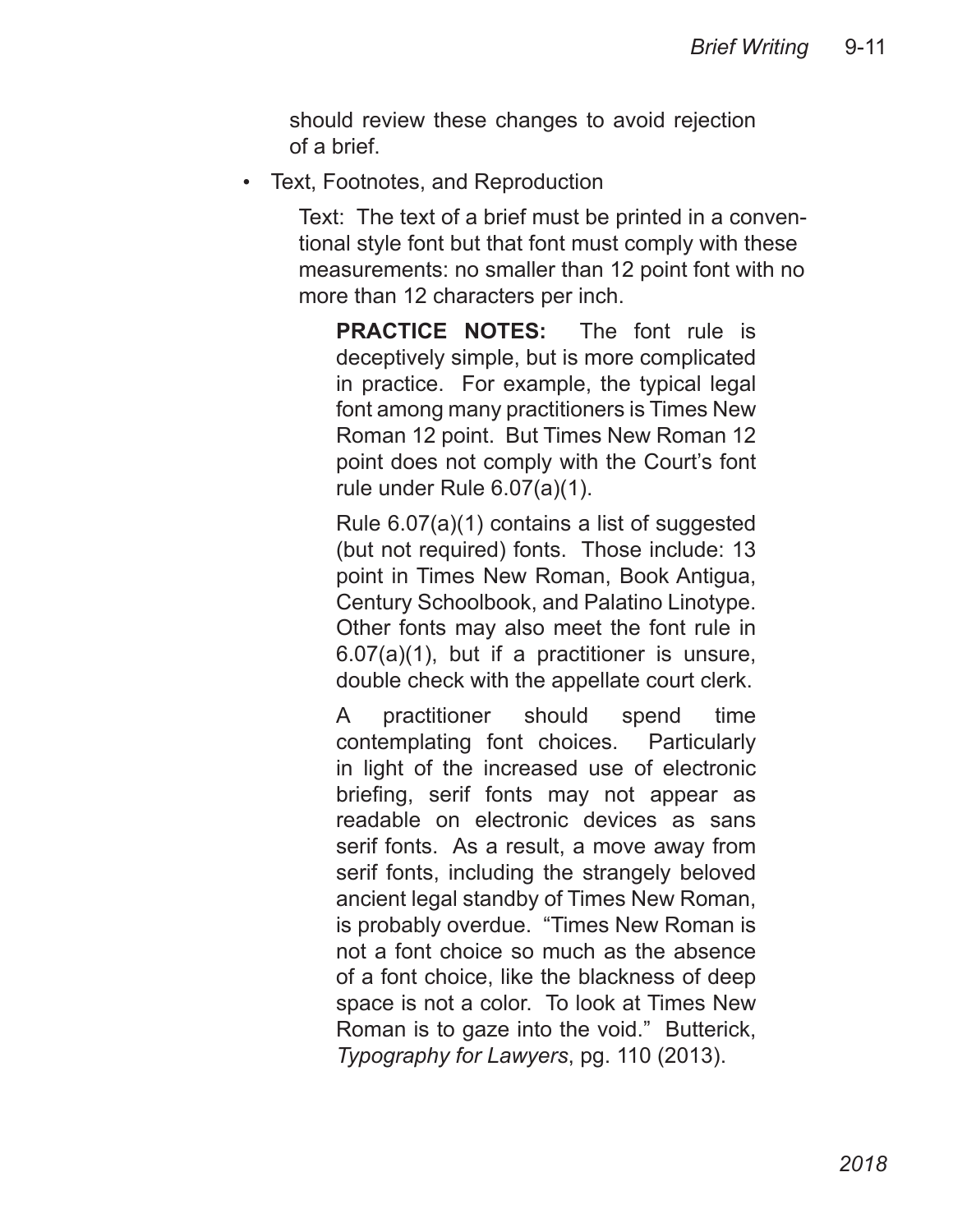should review these changes to avoid rejection of a brief.

- Text, Footnotes, and Reproduction

  Text: The text of a brief must be printed in a conventional style font but that font must comply with these measurements: no smaller than 12 point font with no more than 12 characters per inch.

  **PRACTICE NOTES:** The font rule is deceptively simple, but is more complicated in practice. For example, the typical legal font among many practitioners is Times New Roman 12 point. But Times New Roman 12 point does not comply with the Court's font rule under Rule 6.07(a)(1).

  Rule 6.07(a)(1) contains a list of suggested (but not required) fonts. Those include: 13 point in Times New Roman, Book Antigua, Century Schoolbook, and Palatino Linotype. Other fonts may also meet the font rule in 6.07(a)(1), but if a practitioner is unsure, double check with the appellate court clerk.

  A practitioner should spend time contemplating font choices. Particularly in light of the increased use of electronic briefing, serif fonts may not appear as readable on electronic devices as sans serif fonts. As a result, a move away from serif fonts, including the strangely beloved ancient legal standby of Times New Roman, is probably overdue. "Times New Roman is not a font choice so much as the absence of a font choice, like the blackness of deep space is not a color. To look at Times New Roman is to gaze into the void." Butterick, *Typography for Lawyers*, pg. 110 (2013).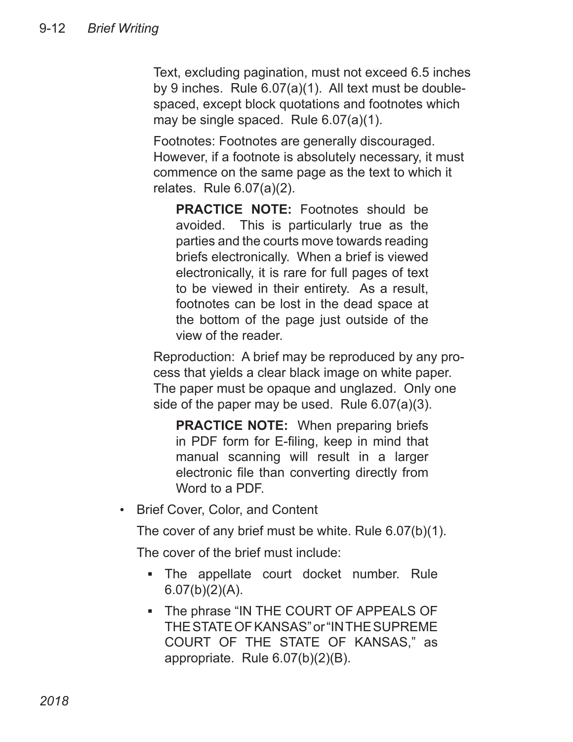Text, excluding pagination, must not exceed 6.5 inches by 9 inches. Rule 6.07(a)(1). All text must be double-spaced, except block quotations and footnotes which may be single spaced. Rule 6.07(a)(1).

Footnotes: Footnotes are generally discouraged. However, if a footnote is absolutely necessary, it must commence on the same page as the text to which it relates. Rule 6.07(a)(2).

> **PRACTICE NOTE:** Footnotes should be avoided. This is particularly true as the parties and the courts move towards reading briefs electronically. When a brief is viewed electronically, it is rare for full pages of text to be viewed in their entirety. As a result, footnotes can be lost in the dead space at the bottom of the page just outside of the view of the reader.

Reproduction: A brief may be reproduced by any process that yields a clear black image on white paper. The paper must be opaque and unglazed. Only one side of the paper may be used. Rule 6.07(a)(3).

> **PRACTICE NOTE:** When preparing briefs in PDF form for E-filing, keep in mind that manual scanning will result in a larger electronic file than converting directly from Word to a PDF.

- Brief Cover, Color, and Content

  The cover of any brief must be white. Rule 6.07(b)(1).

  The cover of the brief must include:

  - The appellate court docket number. Rule 6.07(b)(2)(A).
  - The phrase "IN THE COURT OF APPEALS OF THE STATE OF KANSAS" or "IN THE SUPREME COURT OF THE STATE OF KANSAS," as appropriate. Rule 6.07(b)(2)(B).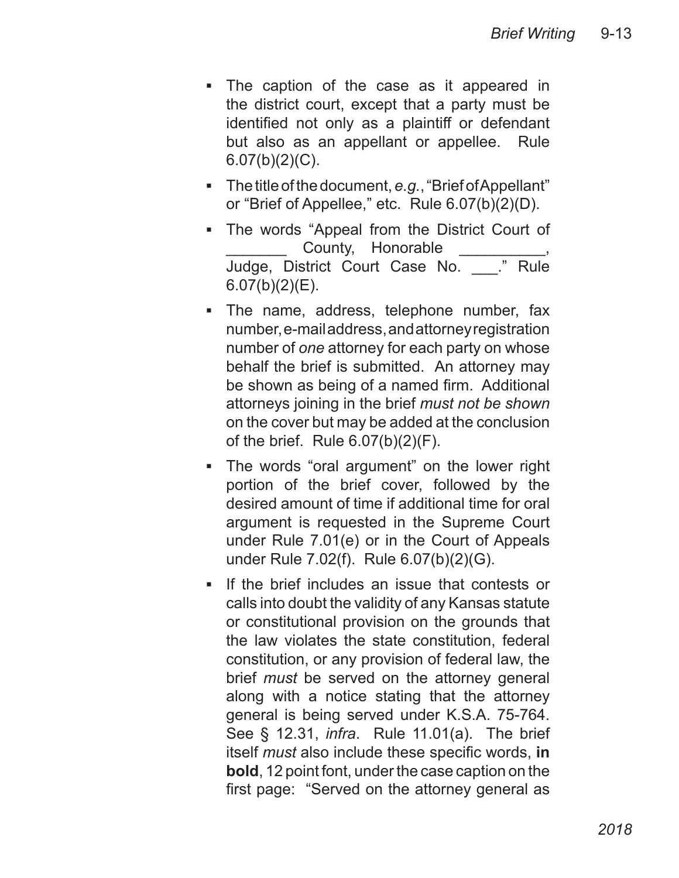- The caption of the case as it appeared in the district court, except that a party must be identified not only as a plaintiff or defendant but also as an appellant or appellee. Rule 6.07(b)(2)(C).
- The title of the document, *e.g.*, "Brief of Appellant" or "Brief of Appellee," etc. Rule 6.07(b)(2)(D).
- The words "Appeal from the District Court of _______ County, Honorable __________, Judge, District Court Case No. ___." Rule 6.07(b)(2)(E).
- The name, address, telephone number, fax number, e-mail address, and attorney registration number of *one* attorney for each party on whose behalf the brief is submitted. An attorney may be shown as being of a named firm. Additional attorneys joining in the brief *must not be shown* on the cover but may be added at the conclusion of the brief. Rule 6.07(b)(2)(F).
- The words "oral argument" on the lower right portion of the brief cover, followed by the desired amount of time if additional time for oral argument is requested in the Supreme Court under Rule 7.01(e) or in the Court of Appeals under Rule 7.02(f). Rule 6.07(b)(2)(G).
- If the brief includes an issue that contests or calls into doubt the validity of any Kansas statute or constitutional provision on the grounds that the law violates the state constitution, federal constitution, or any provision of federal law, the brief *must* be served on the attorney general along with a notice stating that the attorney general is being served under K.S.A. 75-764. See § 12.31, *infra*. Rule 11.01(a). The brief itself *must* also include these specific words, **in bold**, 12 point font, under the case caption on the first page: "Served on the attorney general as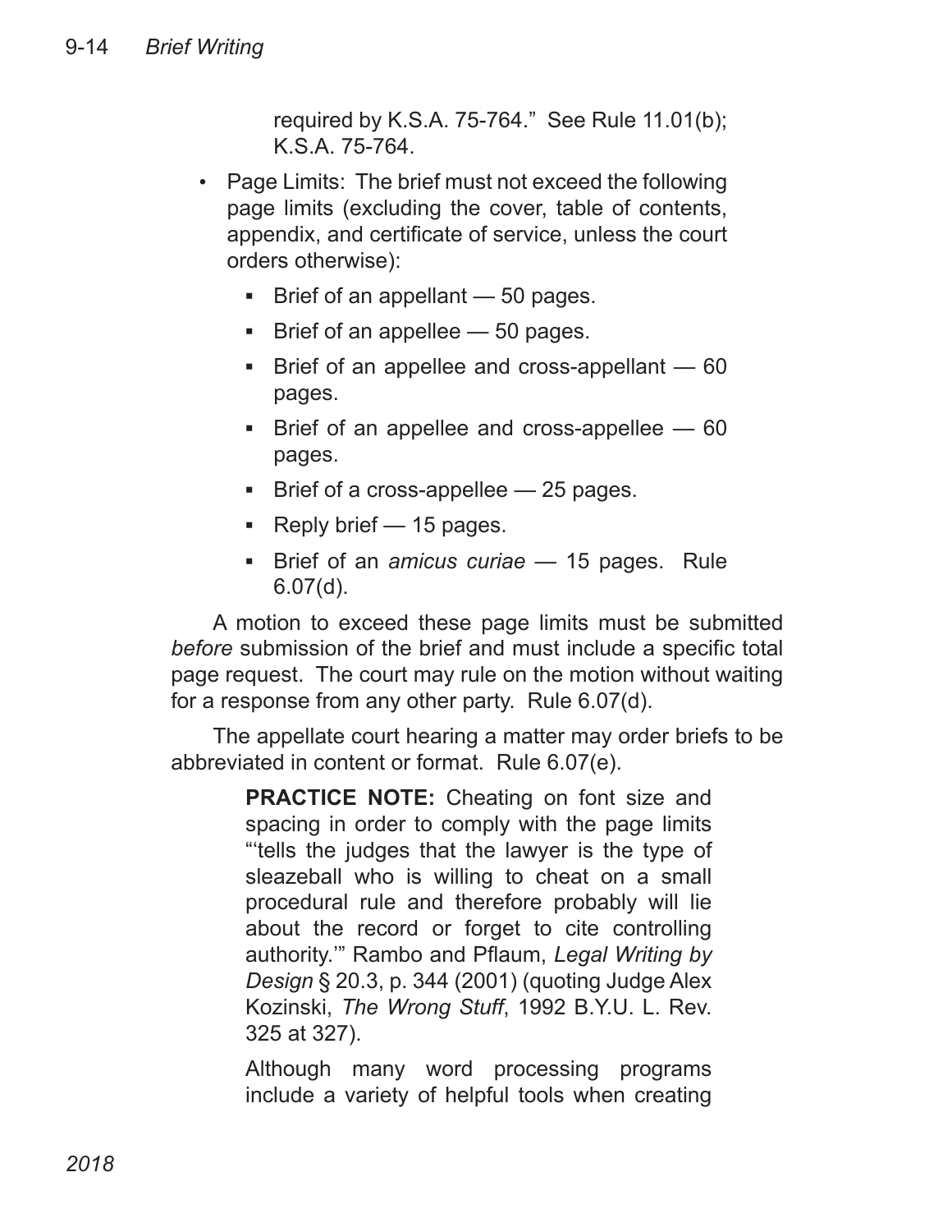required by K.S.A. 75-764." See Rule 11.01(b); K.S.A. 75-764.

- Page Limits: The brief must not exceed the following page limits (excluding the cover, table of contents, appendix, and certificate of service, unless the court orders otherwise):
  - Brief of an appellant — 50 pages.
  - Brief of an appellee — 50 pages.
  - Brief of an appellee and cross-appellant — 60 pages.
  - Brief of an appellee and cross-appellee — 60 pages.
  - Brief of a cross-appellee — 25 pages.
  - Reply brief — 15 pages.
  - Brief of an *amicus curiae* — 15 pages. Rule 6.07(d).

A motion to exceed these page limits must be submitted *before* submission of the brief and must include a specific total page request. The court may rule on the motion without waiting for a response from any other party. Rule 6.07(d).

The appellate court hearing a matter may order briefs to be abbreviated in content or format. Rule 6.07(e).

> **PRACTICE NOTE:** Cheating on font size and spacing in order to comply with the page limits "'tells the judges that the lawyer is the type of sleazeball who is willing to cheat on a small procedural rule and therefore probably will lie about the record or forget to cite controlling authority.'" Rambo and Pflaum, *Legal Writing by Design* § 20.3, p. 344 (2001) (quoting Judge Alex Kozinski, *The Wrong Stuff*, 1992 B.Y.U. L. Rev. 325 at 327).
>
> Although many word processing programs include a variety of helpful tools when creating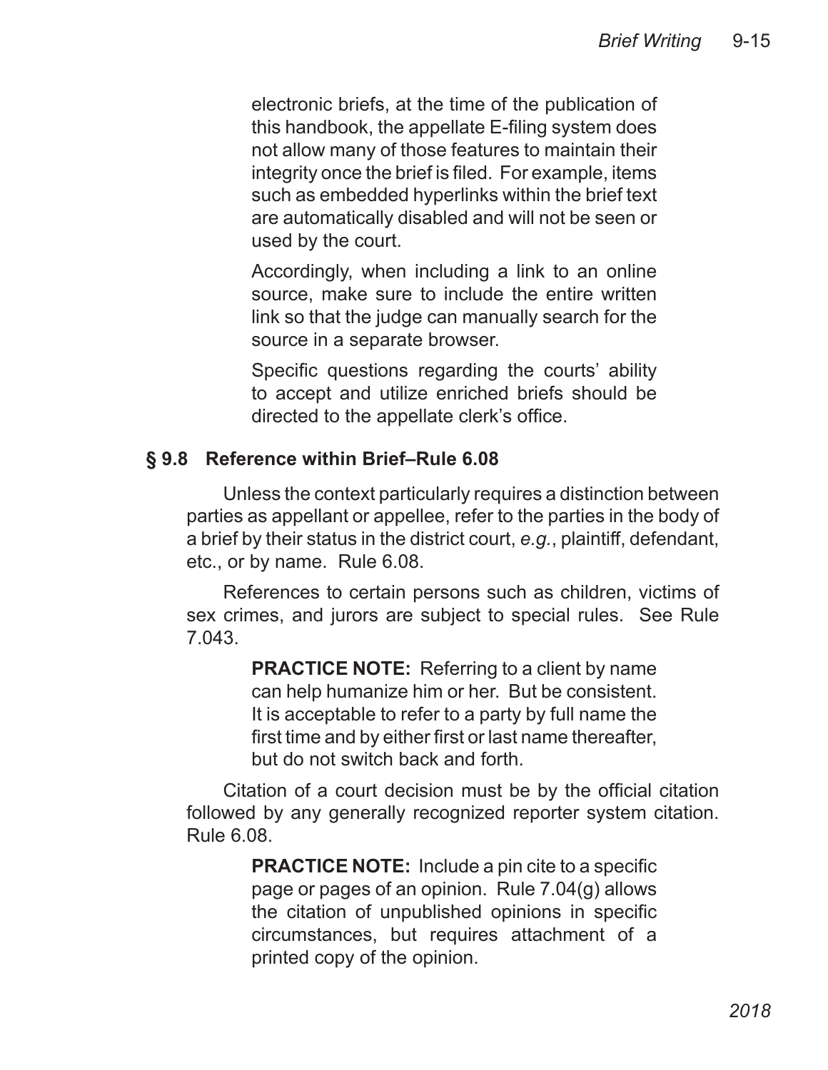electronic briefs, at the time of the publication of this handbook, the appellate E-filing system does not allow many of those features to maintain their integrity once the brief is filed. For example, items such as embedded hyperlinks within the brief text are automatically disabled and will not be seen or used by the court.

Accordingly, when including a link to an online source, make sure to include the entire written link so that the judge can manually search for the source in a separate browser.

Specific questions regarding the courts' ability to accept and utilize enriched briefs should be directed to the appellate clerk's office.

## § 9.8 Reference within Brief–Rule 6.08

Unless the context particularly requires a distinction between parties as appellant or appellee, refer to the parties in the body of a brief by their status in the district court, *e.g.*, plaintiff, defendant, etc., or by name. Rule 6.08.

References to certain persons such as children, victims of sex crimes, and jurors are subject to special rules. See Rule 7.043.

> **PRACTICE NOTE:** Referring to a client by name can help humanize him or her. But be consistent. It is acceptable to refer to a party by full name the first time and by either first or last name thereafter, but do not switch back and forth.

Citation of a court decision must be by the official citation followed by any generally recognized reporter system citation. Rule 6.08.

> **PRACTICE NOTE:** Include a pin cite to a specific page or pages of an opinion. Rule 7.04(g) allows the citation of unpublished opinions in specific circumstances, but requires attachment of a printed copy of the opinion.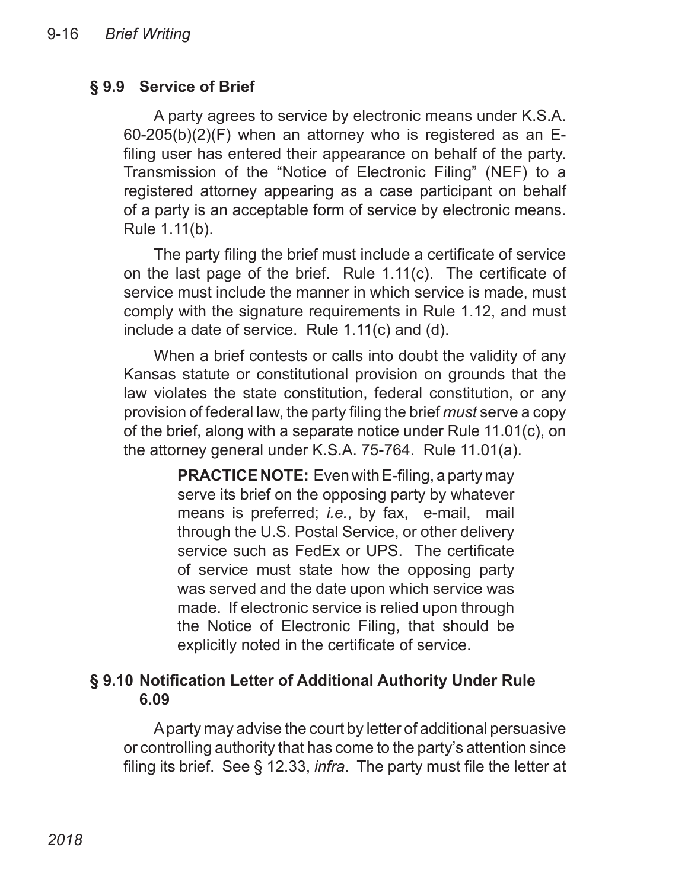## § 9.9 Service of Brief

A party agrees to service by electronic means under K.S.A. 60-205(b)(2)(F) when an attorney who is registered as an E-filing user has entered their appearance on behalf of the party. Transmission of the "Notice of Electronic Filing" (NEF) to a registered attorney appearing as a case participant on behalf of a party is an acceptable form of service by electronic means. Rule 1.11(b).

The party filing the brief must include a certificate of service on the last page of the brief. Rule 1.11(c). The certificate of service must include the manner in which service is made, must comply with the signature requirements in Rule 1.12, and must include a date of service. Rule 1.11(c) and (d).

When a brief contests or calls into doubt the validity of any Kansas statute or constitutional provision on grounds that the law violates the state constitution, federal constitution, or any provision of federal law, the party filing the brief *must* serve a copy of the brief, along with a separate notice under Rule 11.01(c), on the attorney general under K.S.A. 75-764. Rule 11.01(a).

> **PRACTICE NOTE:** Even with E-filing, a party may serve its brief on the opposing party by whatever means is preferred; *i.e.*, by fax, e-mail, mail through the U.S. Postal Service, or other delivery service such as FedEx or UPS. The certificate of service must state how the opposing party was served and the date upon which service was made. If electronic service is relied upon through the Notice of Electronic Filing, that should be explicitly noted in the certificate of service.

## § 9.10 Notification Letter of Additional Authority Under Rule 6.09

A party may advise the court by letter of additional persuasive or controlling authority that has come to the party's attention since filing its brief. See § 12.33, *infra*. The party must file the letter at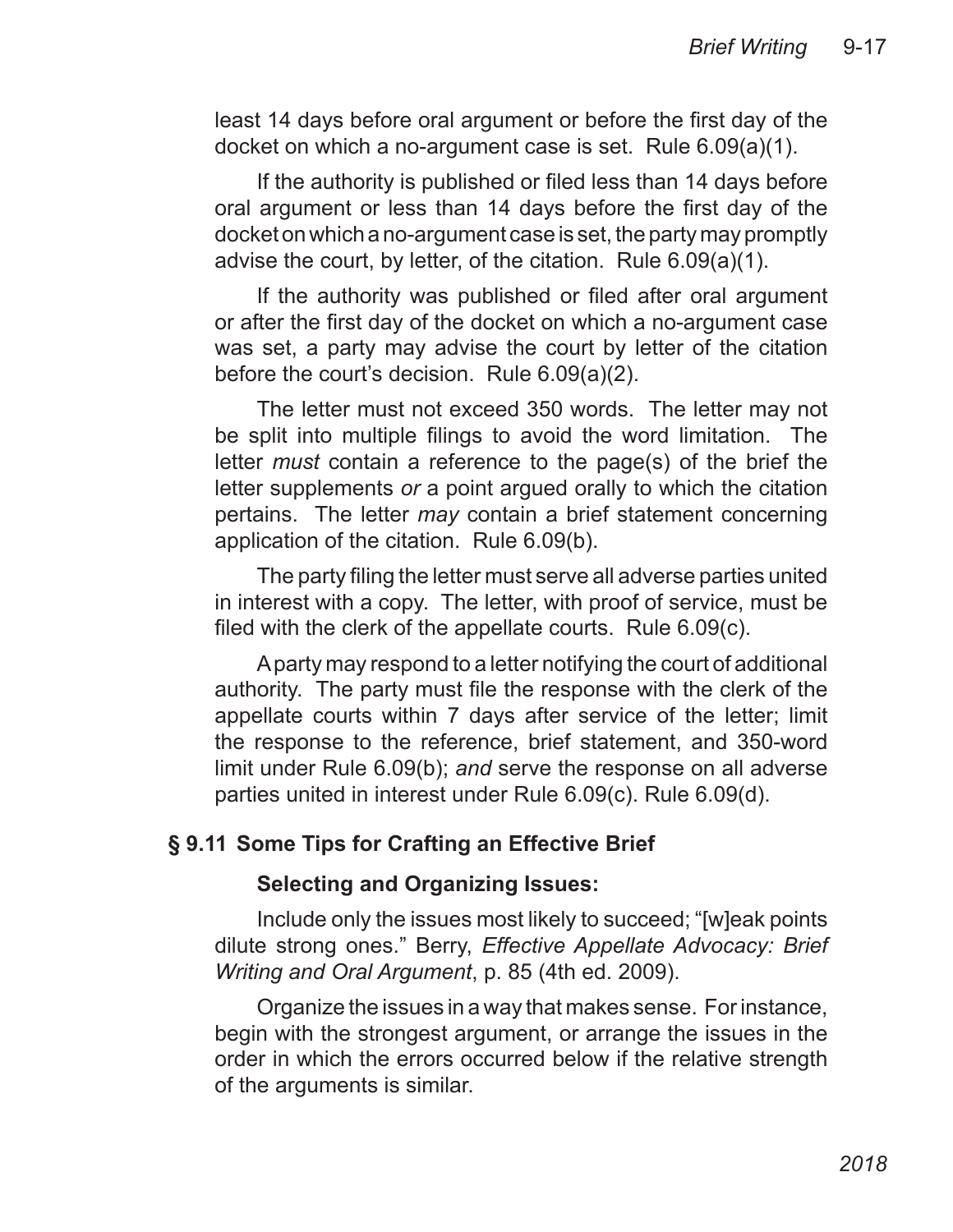least 14 days before oral argument or before the first day of the docket on which a no-argument case is set. Rule 6.09(a)(1).

If the authority is published or filed less than 14 days before oral argument or less than 14 days before the first day of the docket on which a no-argument case is set, the party may promptly advise the court, by letter, of the citation. Rule 6.09(a)(1).

If the authority was published or filed after oral argument or after the first day of the docket on which a no-argument case was set, a party may advise the court by letter of the citation before the court's decision. Rule 6.09(a)(2).

The letter must not exceed 350 words. The letter may not be split into multiple filings to avoid the word limitation. The letter *must* contain a reference to the page(s) of the brief the letter supplements *or* a point argued orally to which the citation pertains. The letter *may* contain a brief statement concerning application of the citation. Rule 6.09(b).

The party filing the letter must serve all adverse parties united in interest with a copy. The letter, with proof of service, must be filed with the clerk of the appellate courts. Rule 6.09(c).

A party may respond to a letter notifying the court of additional authority. The party must file the response with the clerk of the appellate courts within 7 days after service of the letter; limit the response to the reference, brief statement, and 350-word limit under Rule 6.09(b); *and* serve the response on all adverse parties united in interest under Rule 6.09(c). Rule 6.09(d).

## § 9.11 Some Tips for Crafting an Effective Brief

### Selecting and Organizing Issues:

Include only the issues most likely to succeed; "[w]eak points dilute strong ones." Berry, *Effective Appellate Advocacy: Brief Writing and Oral Argument*, p. 85 (4th ed. 2009).

Organize the issues in a way that makes sense. For instance, begin with the strongest argument, or arrange the issues in the order in which the errors occurred below if the relative strength of the arguments is similar.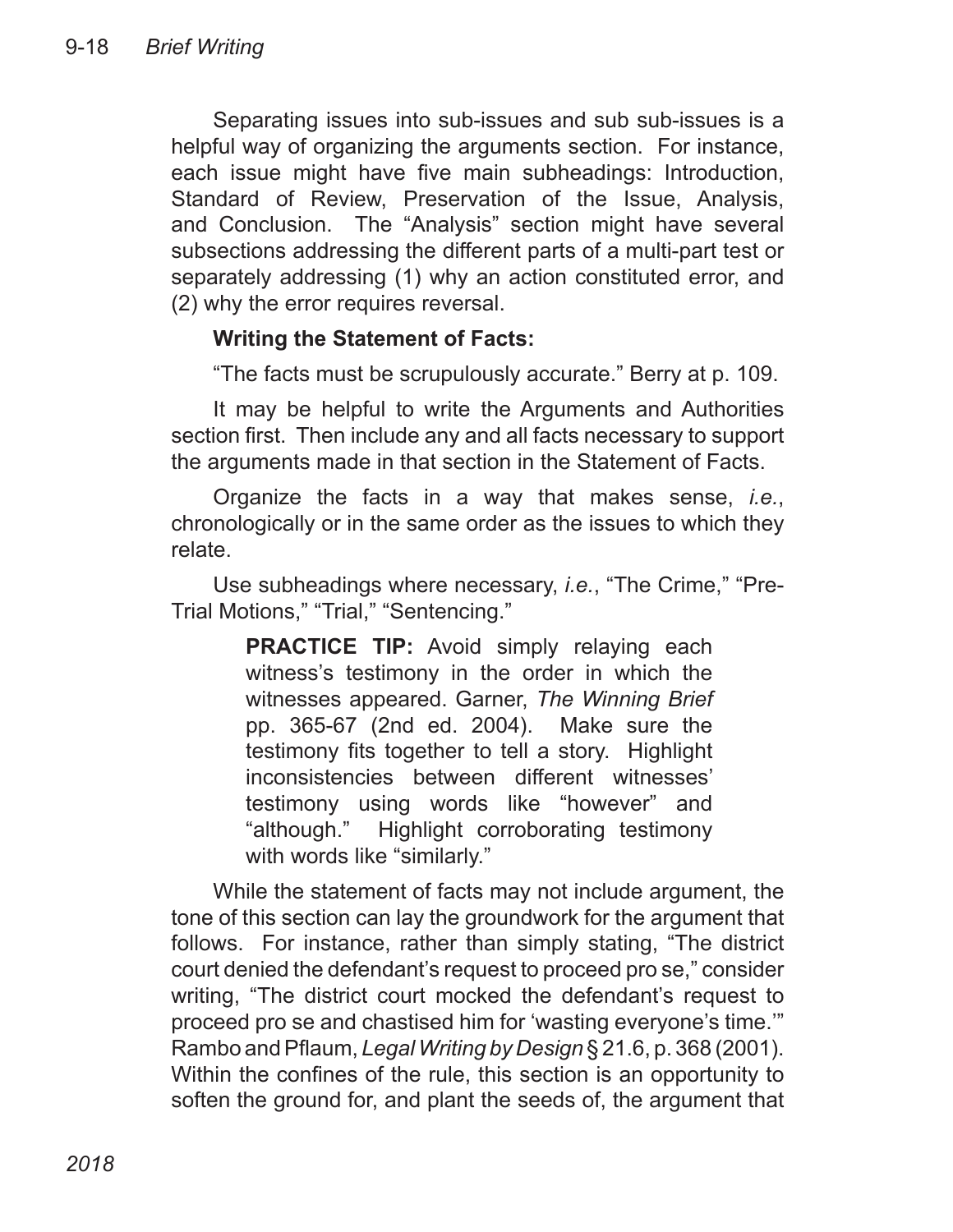Separating issues into sub-issues and sub sub-issues is a helpful way of organizing the arguments section. For instance, each issue might have five main subheadings: Introduction, Standard of Review, Preservation of the Issue, Analysis, and Conclusion. The "Analysis" section might have several subsections addressing the different parts of a multi-part test or separately addressing (1) why an action constituted error, and (2) why the error requires reversal.

**Writing the Statement of Facts:**

"The facts must be scrupulously accurate." Berry at p. 109.

It may be helpful to write the Arguments and Authorities section first. Then include any and all facts necessary to support the arguments made in that section in the Statement of Facts.

Organize the facts in a way that makes sense, *i.e.*, chronologically or in the same order as the issues to which they relate.

Use subheadings where necessary, *i.e.*, "The Crime," "Pre-Trial Motions," "Trial," "Sentencing."

> **PRACTICE TIP:** Avoid simply relaying each witness's testimony in the order in which the witnesses appeared. Garner, *The Winning Brief* pp. 365-67 (2nd ed. 2004). Make sure the testimony fits together to tell a story. Highlight inconsistencies between different witnesses' testimony using words like "however" and "although." Highlight corroborating testimony with words like "similarly."

While the statement of facts may not include argument, the tone of this section can lay the groundwork for the argument that follows. For instance, rather than simply stating, "The district court denied the defendant's request to proceed pro se," consider writing, "The district court mocked the defendant's request to proceed pro se and chastised him for 'wasting everyone's time.'" Rambo and Pflaum, *Legal Writing by Design* § 21.6, p. 368 (2001). Within the confines of the rule, this section is an opportunity to soften the ground for, and plant the seeds of, the argument that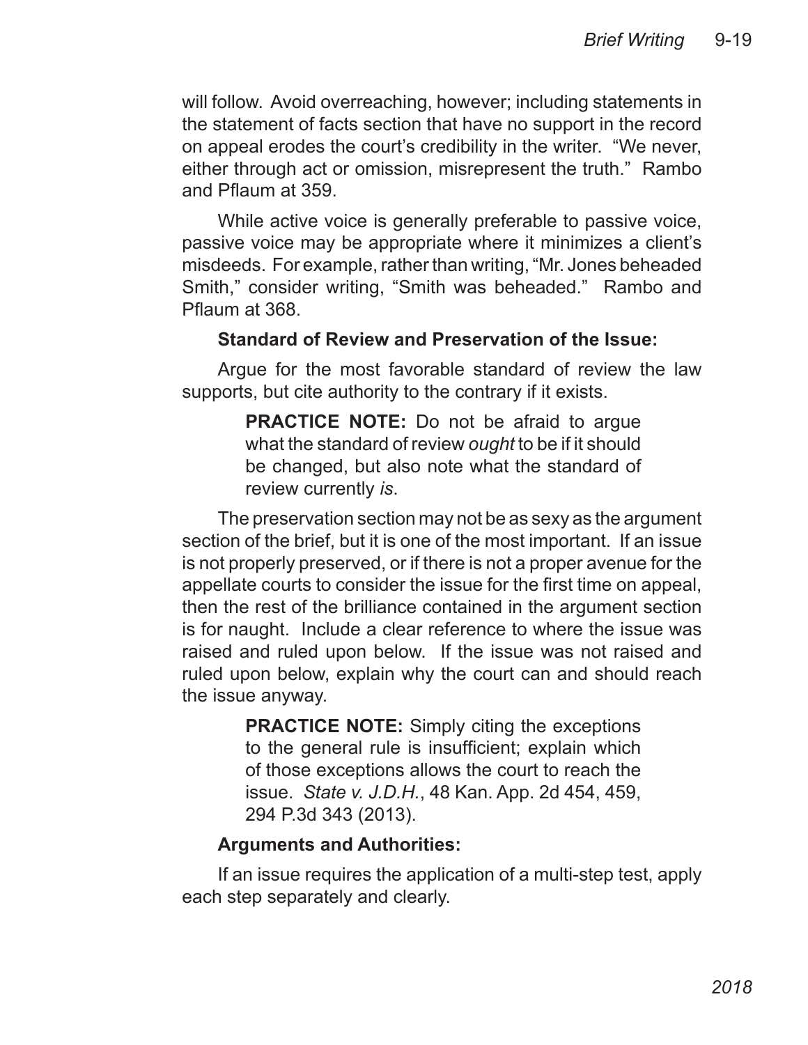will follow. Avoid overreaching, however; including statements in the statement of facts section that have no support in the record on appeal erodes the court's credibility in the writer. "We never, either through act or omission, misrepresent the truth." Rambo and Pflaum at 359.

While active voice is generally preferable to passive voice, passive voice may be appropriate where it minimizes a client's misdeeds. For example, rather than writing, "Mr. Jones beheaded Smith," consider writing, "Smith was beheaded." Rambo and Pflaum at 368.

**Standard of Review and Preservation of the Issue:**

Argue for the most favorable standard of review the law supports, but cite authority to the contrary if it exists.

> **PRACTICE NOTE:** Do not be afraid to argue what the standard of review *ought* to be if it should be changed, but also note what the standard of review currently *is*.

The preservation section may not be as sexy as the argument section of the brief, but it is one of the most important. If an issue is not properly preserved, or if there is not a proper avenue for the appellate courts to consider the issue for the first time on appeal, then the rest of the brilliance contained in the argument section is for naught. Include a clear reference to where the issue was raised and ruled upon below. If the issue was not raised and ruled upon below, explain why the court can and should reach the issue anyway.

> **PRACTICE NOTE:** Simply citing the exceptions to the general rule is insufficient; explain which of those exceptions allows the court to reach the issue. *State v. J.D.H.*, 48 Kan. App. 2d 454, 459, 294 P.3d 343 (2013).

**Arguments and Authorities:**

If an issue requires the application of a multi-step test, apply each step separately and clearly.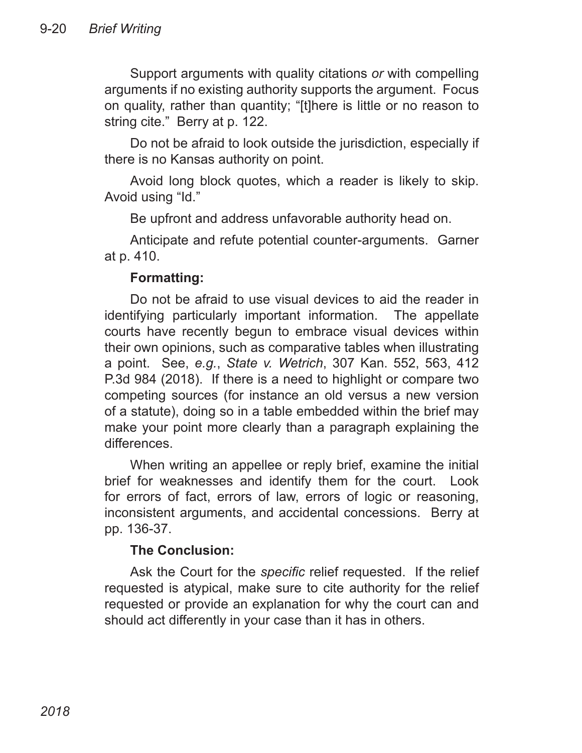Support arguments with quality citations *or* with compelling arguments if no existing authority supports the argument. Focus on quality, rather than quantity; "[t]here is little or no reason to string cite." Berry at p. 122.

Do not be afraid to look outside the jurisdiction, especially if there is no Kansas authority on point.

Avoid long block quotes, which a reader is likely to skip. Avoid using "Id."

Be upfront and address unfavorable authority head on.

Anticipate and refute potential counter-arguments. Garner at p. 410.

**Formatting:**

Do not be afraid to use visual devices to aid the reader in identifying particularly important information. The appellate courts have recently begun to embrace visual devices within their own opinions, such as comparative tables when illustrating a point. See, *e.g.*, *State v. Wetrich*, 307 Kan. 552, 563, 412 P.3d 984 (2018). If there is a need to highlight or compare two competing sources (for instance an old versus a new version of a statute), doing so in a table embedded within the brief may make your point more clearly than a paragraph explaining the differences.

When writing an appellee or reply brief, examine the initial brief for weaknesses and identify them for the court. Look for errors of fact, errors of law, errors of logic or reasoning, inconsistent arguments, and accidental concessions. Berry at pp. 136-37.

**The Conclusion:**

Ask the Court for the *specific* relief requested. If the relief requested is atypical, make sure to cite authority for the relief requested or provide an explanation for why the court can and should act differently in your case than it has in others.